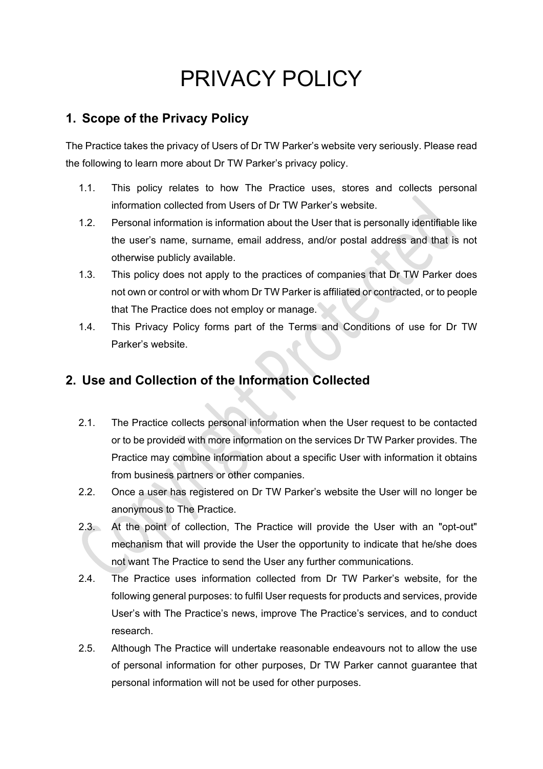# PRIVACY POLICY

## 1. Scope of the Privacy Policy

The Practice takes the privacy of Users of Dr TW Parker's website very seriously. Please read the following to learn more about Dr TW Parker's privacy policy.

1.1. This policy relates to how The Practice uses, stores and collects personal information collected from Users of Dr TW Parker's website.

1.2. Personal information is information about the User that is personally identifiable like the user's name, surname, email address, and/or postal address and that is not otherwise publicly available.

1.3. This policy does not apply to the practices of companies that Dr TW Parker does not own or control or with whom Dr TW Parker is affiliated or contracted, or to people that The Practice does not employ or manage.

1.4. This Privacy Policy forms part of the Terms and Conditions of use for Dr TW Parker's website.

## 2. Use and Collection of the Information Collected

2.1. The Practice collects personal information when the User request to be contacted or to be provided with more information on the services Dr TW Parker provides. The Practice may combine information about a specific User with information it obtains from business partners or other companies.

2.2. Once a user has registered on Dr TW Parker's website the User will no longer be anonymous to The Practice.

2.3. At the point of collection, The Practice will provide the User with an "opt-out" mechanism that will provide the User the opportunity to indicate that he/she does not want The Practice to send the User any further communications.

2.4. The Practice uses information collected from Dr TW Parker's website, for the following general purposes: to fulfil User requests for products and services, provide User's with The Practice's news, improve The Practice's services, and to conduct research.

2.5. Although The Practice will undertake reasonable endeavours not to allow the use of personal information for other purposes, Dr TW Parker cannot guarantee that personal information will not be used for other purposes.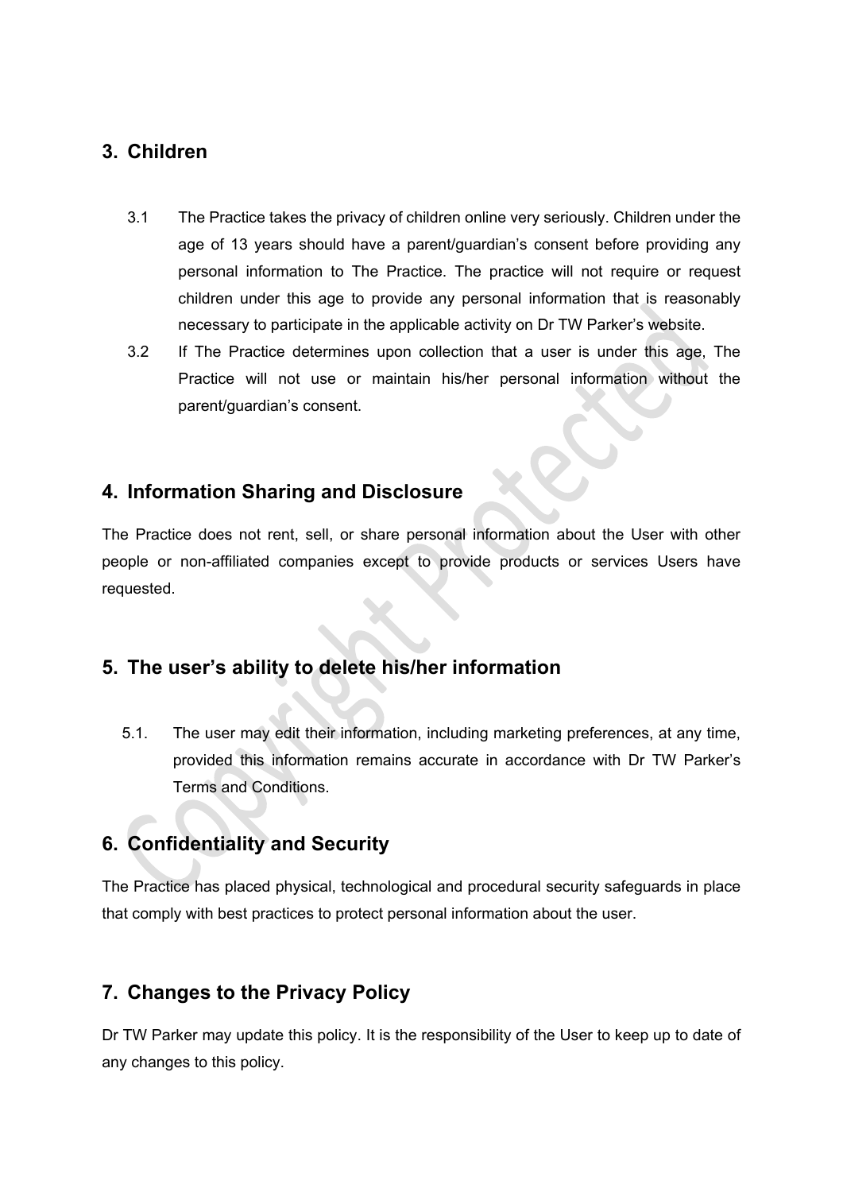## 3. Children

3.1 The Practice takes the privacy of children online very seriously. Children under the age of 13 years should have a parent/guardian's consent before providing any personal information to The Practice. The practice will not require or request children under this age to provide any personal information that is reasonably necessary to participate in the applicable activity on Dr TW Parker's website.

3.2 If The Practice determines upon collection that a user is under this age, The Practice will not use or maintain his/her personal information without the parent/guardian's consent.

## 4. Information Sharing and Disclosure

The Practice does not rent, sell, or share personal information about the User with other people or non-affiliated companies except to provide products or services Users have requested.

## 5. The user's ability to delete his/her information

5.1. The user may edit their information, including marketing preferences, at any time, provided this information remains accurate in accordance with Dr TW Parker's Terms and Conditions.

## 6. Confidentiality and Security

The Practice has placed physical, technological and procedural security safeguards in place that comply with best practices to protect personal information about the user.

## 7. Changes to the Privacy Policy

Dr TW Parker may update this policy. It is the responsibility of the User to keep up to date of any changes to this policy.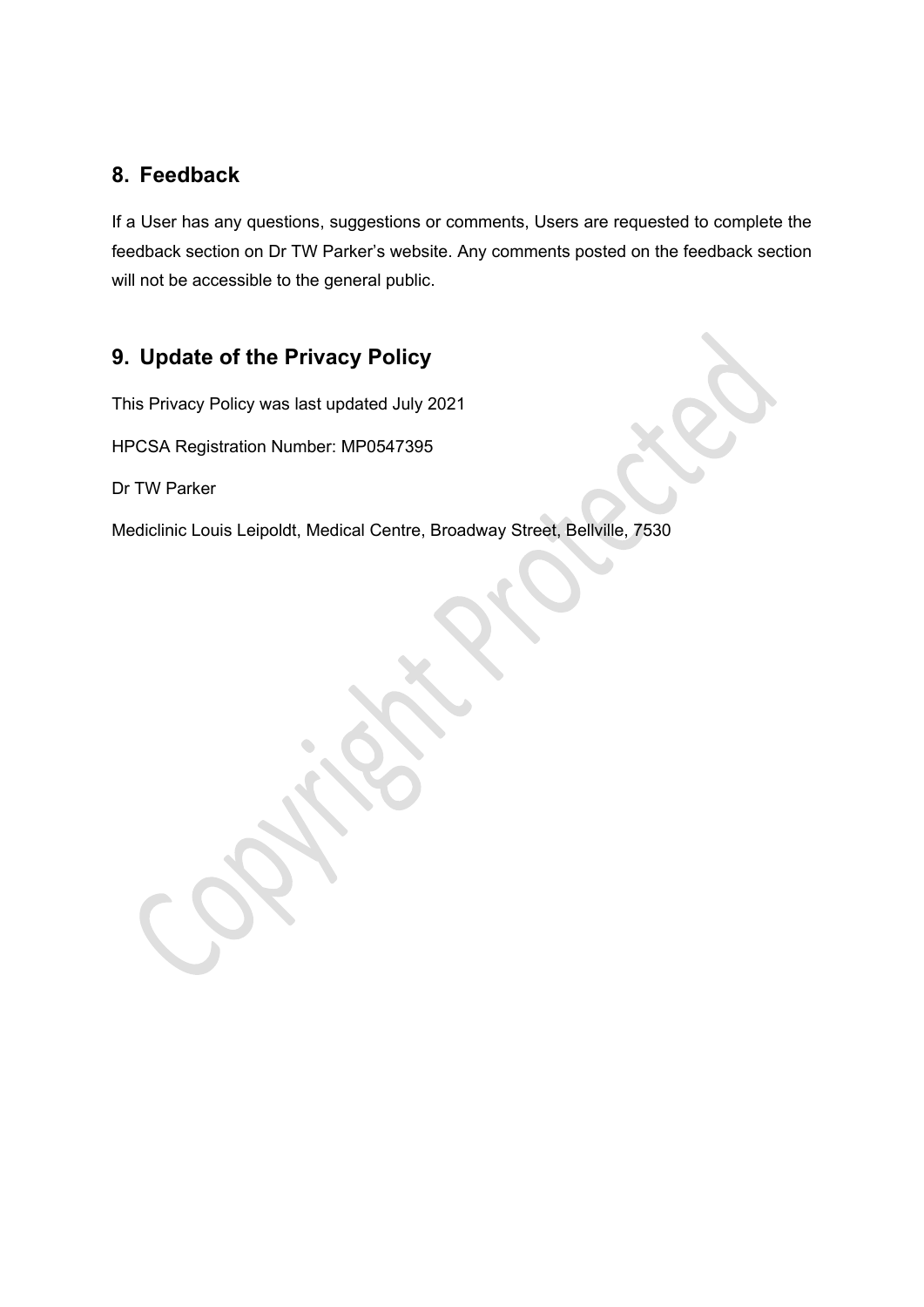## 8. Feedback

If a User has any questions, suggestions or comments, Users are requested to complete the feedback section on Dr TW Parker's website. Any comments posted on the feedback section will not be accessible to the general public.

## 9. Update of the Privacy Policy

This Privacy Policy was last updated July 2021

HPCSA Registration Number: MP0547395

Dr TW Parker

Mediclinic Louis Leipoldt, Medical Centre, Broadway Street, Bellville, 7530